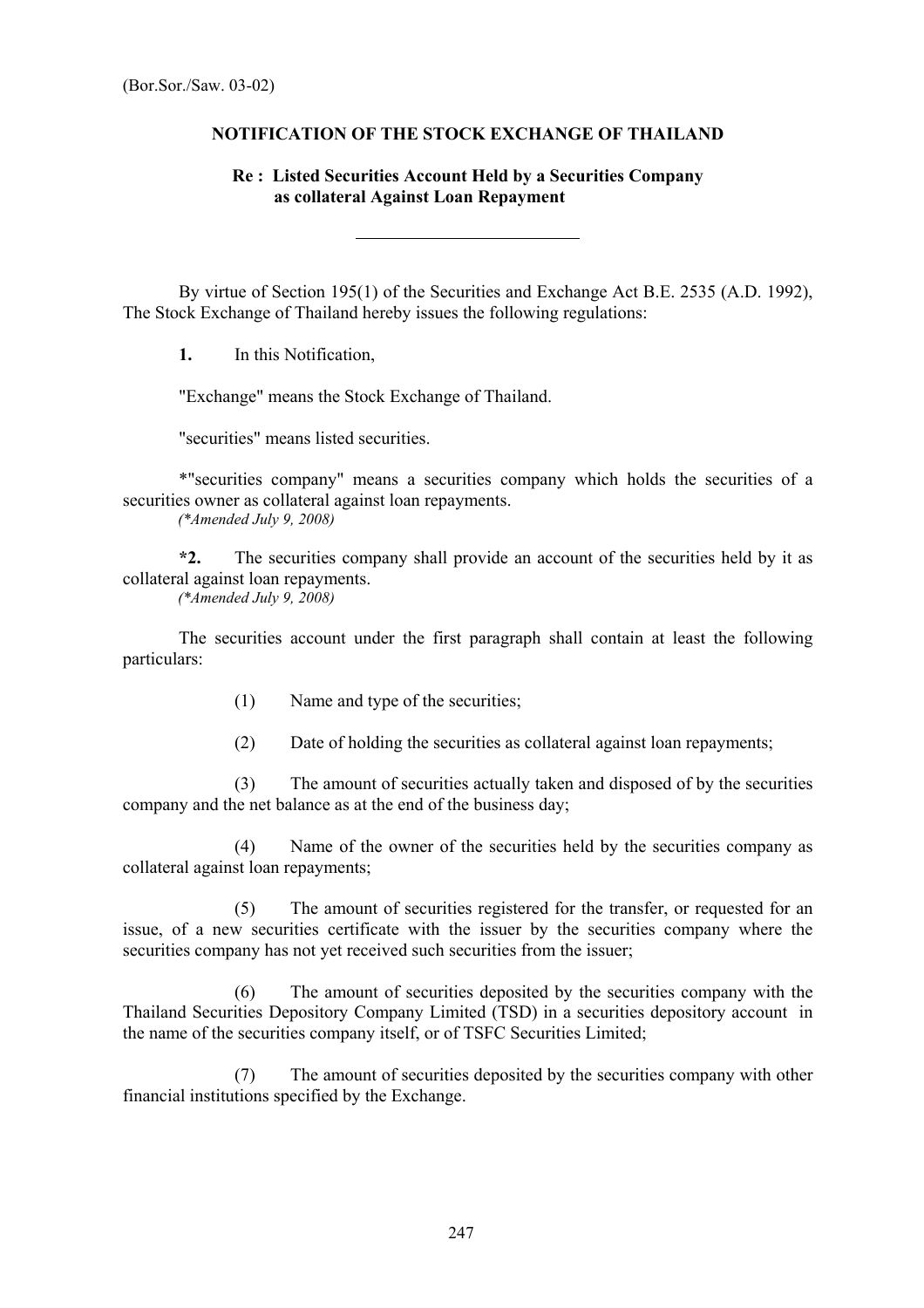(Bor.Sor./Saw. 03-02)

## NOTIFICATION OF THE STOCK EXCHANGE OF THAILAND

### Re : Listed Securities Account Held by a Securities Company as collateral Against Loan Repayment

---

By virtue of Section 195(1) of the Securities and Exchange Act B.E. 2535 (A.D. 1992), The Stock Exchange of Thailand hereby issues the following regulations:

**1.** In this Notification,

"Exchange" means the Stock Exchange of Thailand.

"securities" means listed securities.

*"securities company" means a securities company which holds the securities of a securities owner as collateral against loan repayments.
*(*Amended July 9, 2008)*

**\*2.** The securities company shall provide an account of the securities held by it as collateral against loan repayments.
*(*Amended July 9, 2008)*

The securities account under the first paragraph shall contain at least the following particulars:

(1) Name and type of the securities;

(2) Date of holding the securities as collateral against loan repayments;

(3) The amount of securities actually taken and disposed of by the securities company and the net balance as at the end of the business day;

(4) Name of the owner of the securities held by the securities company as collateral against loan repayments;

(5) The amount of securities registered for the transfer, or requested for an issue, of a new securities certificate with the issuer by the securities company where the securities company has not yet received such securities from the issuer;

(6) The amount of securities deposited by the securities company with the Thailand Securities Depository Company Limited (TSD) in a securities depository account in the name of the securities company itself, or of TSFC Securities Limited;

(7) The amount of securities deposited by the securities company with other financial institutions specified by the Exchange.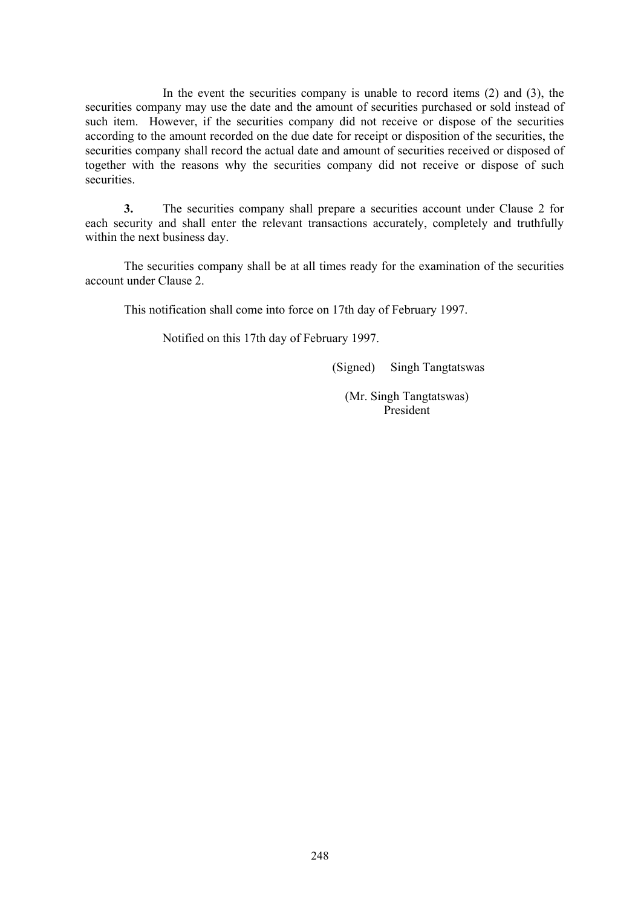In the event the securities company is unable to record items (2) and (3), the securities company may use the date and the amount of securities purchased or sold instead of such item. However, if the securities company did not receive or dispose of the securities according to the amount recorded on the due date for receipt or disposition of the securities, the securities company shall record the actual date and amount of securities received or disposed of together with the reasons why the securities company did not receive or dispose of such securities.

**3.** The securities company shall prepare a securities account under Clause 2 for each security and shall enter the relevant transactions accurately, completely and truthfully within the next business day.

The securities company shall be at all times ready for the examination of the securities account under Clause 2.

This notification shall come into force on 17th day of February 1997.

Notified on this 17th day of February 1997.

(Signed) Singh Tangtatswas

(Mr. Singh Tangtatswas)
President